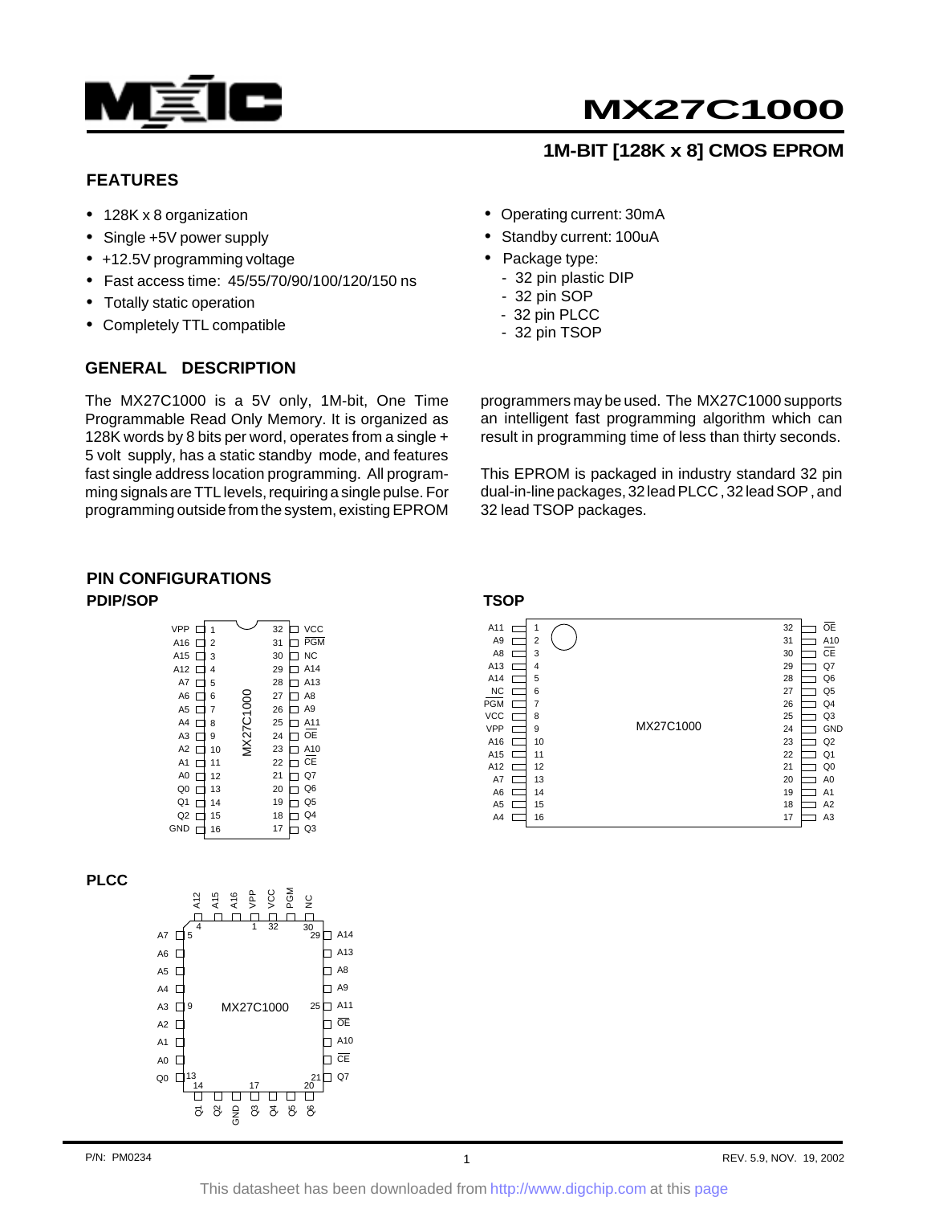# MX27C1000

## 1M-BIT [128K x 8] CMOS EPROM

### FEATURES

- 128K x 8 organization
- Single +5V power supply
- +12.5V programming voltage
- Fast access time: 45/55/70/90/100/120/150 ns
- Totally static operation
- Completely TTL compatible
- Operating current: 30mA
- Standby current: 100uA
- Package type:
  - 32 pin plastic DIP
  - 32 pin SOP
  - 32 pin PLCC
  - 32 pin TSOP

### GENERAL DESCRIPTION

The MX27C1000 is a 5V only, 1M-bit, One Time Programmable Read Only Memory. It is organized as 128K words by 8 bits per word, operates from a single + 5 volt supply, has a static standby mode, and features fast single address location programming. All programming signals are TTL levels, requiring a single pulse. For programming outside from the system, existing EPROM programmers may be used. The MX27C1000 supports an intelligent fast programming algorithm which can result in programming time of less than thirty seconds.

This EPROM is packaged in industry standard 32 pin dual-in-line packages, 32 lead PLCC , 32 lead SOP , and 32 lead TSOP packages.

### PIN CONFIGURATIONS

#### PDIP/SOP

| Signal | Pin | Pin | Signal |
|---|---|---|---|
| VPP | 1 | 32 | VCC |
| A16 | 2 | 31 | $\overline{PGM}$ |
| A15 | 3 | 30 | NC |
| A12 | 4 | 29 | A14 |
| A7 | 5 | 28 | A13 |
| A6 | 6 | 27 | A8 |
| A5 | 7 | 26 | A9 |
| A4 | 8 | 25 | A11 |
| A3 | 9 | 24 | $\overline{OE}$ |
| A2 | 10 | 23 | A10 |
| A1 | 11 | 22 | $\overline{CE}$ |
| A0 | 12 | 21 | Q7 |
| Q0 | 13 | 20 | Q6 |
| Q1 | 14 | 19 | Q5 |
| Q2 | 15 | 18 | Q4 |
| GND | 16 | 17 | Q3 |

MX27C1000

#### TSOP

| Signal | Pin | Pin | Signal |
|---|---|---|---|
| A11 | 1 | 32 | $\overline{OE}$ |
| A9 | 2 | 31 | A10 |
| A8 | 3 | 30 | $\overline{CE}$ |
| A13 | 4 | 29 | Q7 |
| A14 | 5 | 28 | Q6 |
| NC | 6 | 27 | Q5 |
| $\overline{PGM}$ | 7 | 26 | Q4 |
| VCC | 8 | 25 | Q3 |
| VPP | 9 | 24 | GND |
| A16 | 10 | 23 | Q2 |
| A15 | 11 | 22 | Q1 |
| A12 | 12 | 21 | Q0 |
| A7 | 13 | 20 | A0 |
| A6 | 14 | 19 | A1 |
| A5 | 15 | 18 | A2 |
| A4 | 16 | 17 | A3 |

MX27C1000

#### PLCC

| Pin | Signal |
|---|---|
| 1 | VPP |
| 2 | A16 |
| 3 | A15 |
| 4 | A12 |
| 5 | A7 |
| 6 | A6 |
| 7 | A5 |
| 8 | A4 |
| 9 | A3 |
| 10 | A2 |
| 11 | A1 |
| 12 | A0 |
| 13 | Q0 |
| 14 | Q1 |
| 15 | Q2 |
| 16 | GND |
| 17 | Q3 |
| 18 | Q4 |
| 19 | Q5 |
| 20 | Q6 |
| 21 | Q7 |
| 22 | $\overline{CE}$ |
| 23 | A10 |
| 24 | $\overline{OE}$ |
| 25 | A11 |
| 26 | A9 |
| 27 | A8 |
| 28 | A13 |
| 29 | A14 |
| 30 | NC |
| 31 | $\overline{PGM}$ |
| 32 | VCC |

MX27C1000

P/N: PM0234 REV. 5.9, NOV. 19, 2002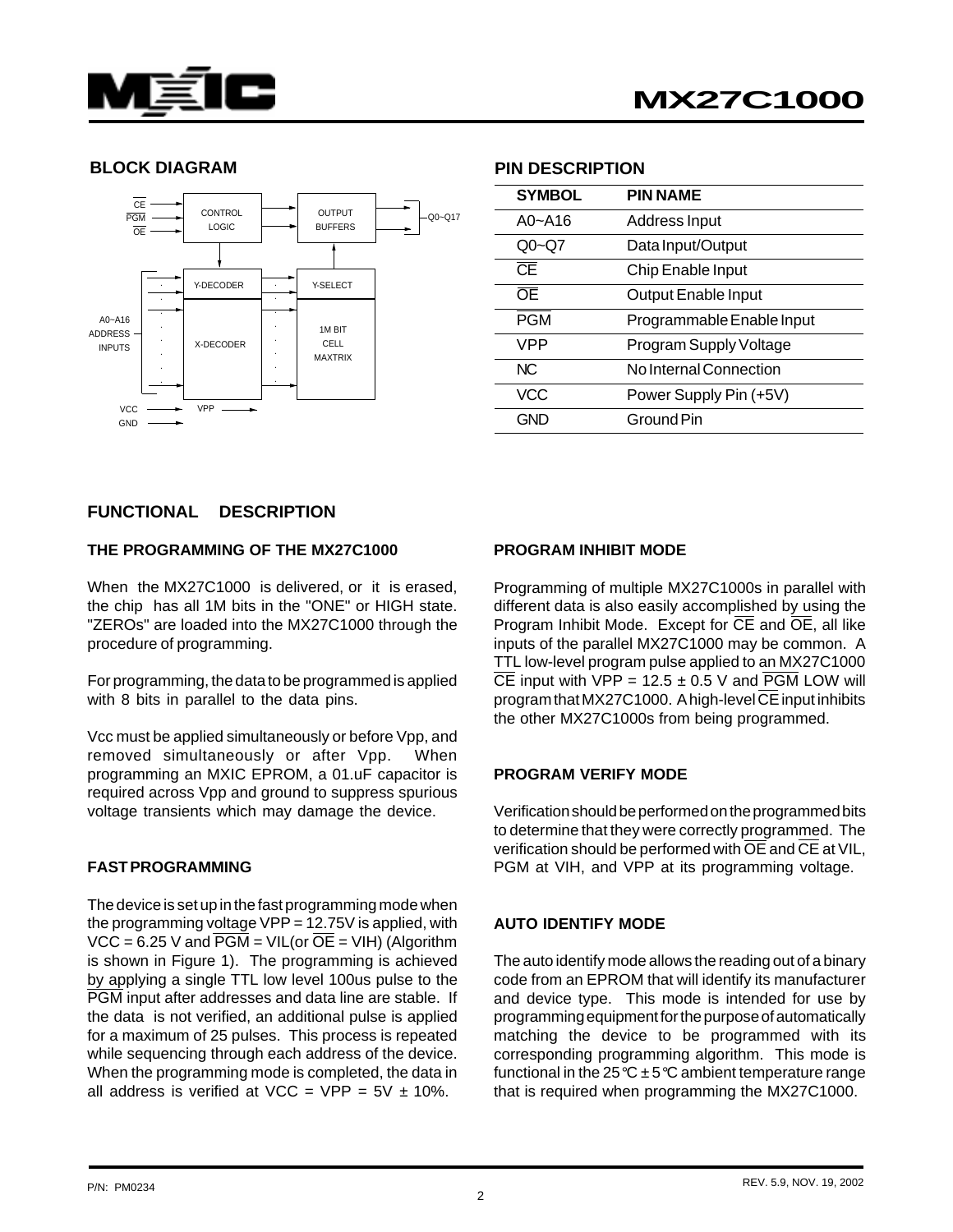## BLOCK DIAGRAM

CE
PGM
OE
CONTROL LOGIC
OUTPUT BUFFERS
Q0~Q17
Y-DECODER
Y-SELECT
A0~A16 ADDRESS INPUTS
X-DECODER
1M BIT CELL MAXTRIX
VCC
GND
VPP

## PIN DESCRIPTION

| SYMBOL | PIN NAME |
|---|---|
| A0~A16 | Address Input |
| Q0~Q7 | Data Input/Output |
| CE | Chip Enable Input |
| OE | Output Enable Input |
| PGM | Programmable Enable Input |
| VPP | Program Supply Voltage |
| NC | No Internal Connection |
| VCC | Power Supply Pin (+5V) |
| GND | Ground Pin |

## FUNCTIONAL DESCRIPTION

### THE PROGRAMMING OF THE MX27C1000

When the MX27C1000 is delivered, or it is erased, the chip has all 1M bits in the "ONE" or HIGH state. "ZEROs" are loaded into the MX27C1000 through the procedure of programming.

For programming, the data to be programmed is applied with 8 bits in parallel to the data pins.

Vcc must be applied simultaneously or before Vpp, and removed simultaneously or after Vpp. When programming an MXIC EPROM, a 01.uF capacitor is required across Vpp and ground to suppress spurious voltage transients which may damage the device.

### FAST PROGRAMMING

The device is set up in the fast programming mode when the programming voltage VPP = 12.75V is applied, with VCC = 6.25 V and PGM = VIL(or OE = VIH) (Algorithm is shown in Figure 1). The programming is achieved by applying a single TTL low level 100us pulse to the PGM input after addresses and data line are stable. If the data is not verified, an additional pulse is applied for a maximum of 25 pulses. This process is repeated while sequencing through each address of the device. When the programming mode is completed, the data in all address is verified at VCC = VPP = 5V ± 10%.

### PROGRAM INHIBIT MODE

Programming of multiple MX27C1000s in parallel with different data is also easily accomplished by using the Program Inhibit Mode. Except for CE and OE, all like inputs of the parallel MX27C1000 may be common. A TTL low-level program pulse applied to an MX27C1000 CE input with VPP = 12.5 ± 0.5 V and PGM LOW will program that MX27C1000. A high-level CE input inhibits the other MX27C1000s from being programmed.

### PROGRAM VERIFY MODE

Verification should be performed on the programmed bits to determine that they were correctly programmed. The verification should be performed with OE and CE at VIL, PGM at VIH, and VPP at its programming voltage.

### AUTO IDENTIFY MODE

The auto identify mode allows the reading out of a binary code from an EPROM that will identify its manufacturer and device type. This mode is intended for use by programming equipment for the purpose of automatically matching the device to be programmed with its corresponding programming algorithm. This mode is functional in the 25°C ± 5°C ambient temperature range that is required when programming the MX27C1000.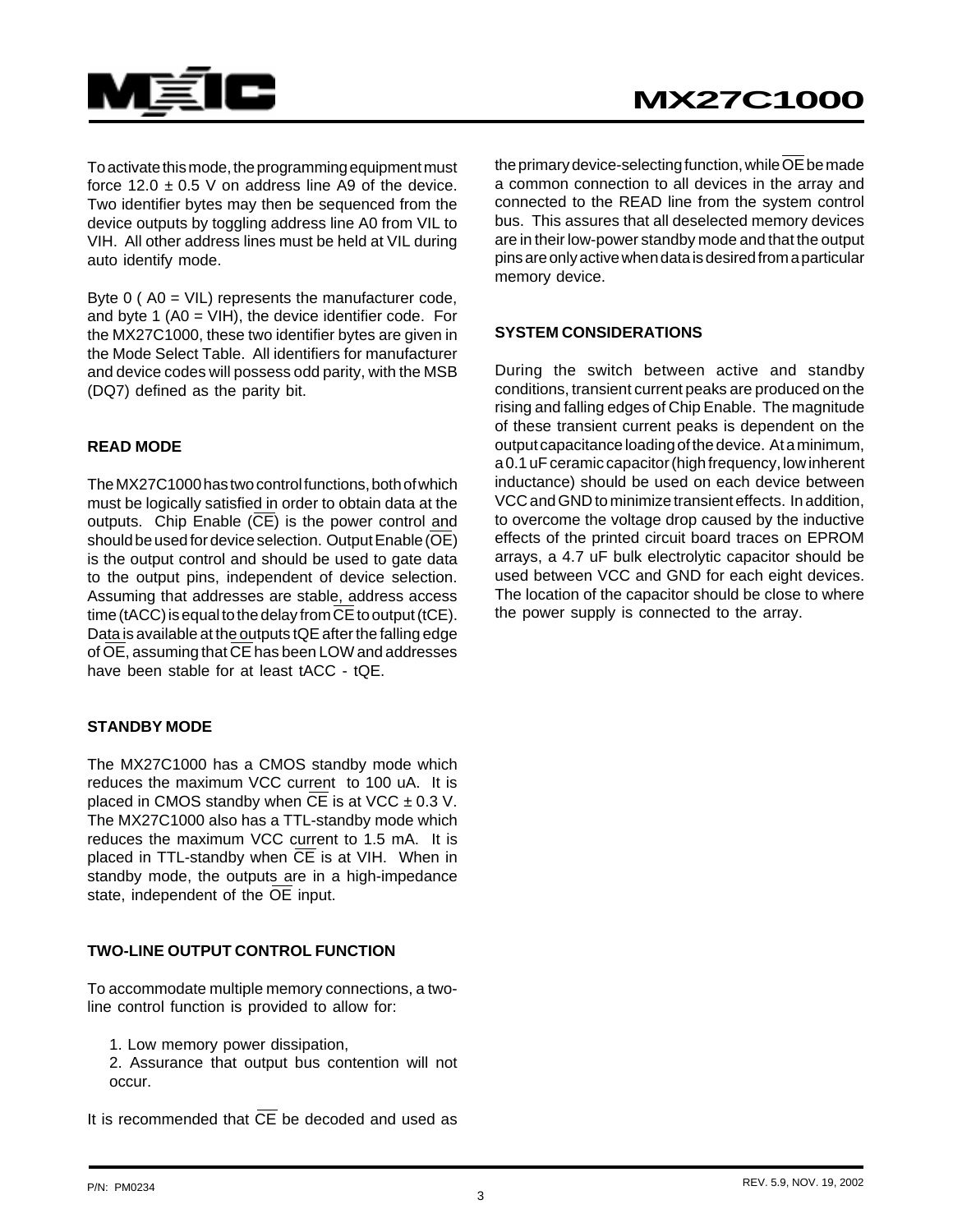To activate this mode, the programming equipment must force 12.0 ± 0.5 V on address line A9 of the device. Two identifier bytes may then be sequenced from the device outputs by toggling address line A0 from VIL to VIH. All other address lines must be held at VIL during auto identify mode.

Byte 0 ( A0 = VIL) represents the manufacturer code, and byte 1 (A0 = VIH), the device identifier code. For the MX27C1000, these two identifier bytes are given in the Mode Select Table. All identifiers for manufacturer and device codes will possess odd parity, with the MSB (DQ7) defined as the parity bit.

### READ MODE

The MX27C1000 has two control functions, both of which must be logically satisfied in order to obtain data at the outputs. Chip Enable ($\overline{CE}$) is the power control and should be used for device selection. Output Enable ($\overline{OE}$) is the output control and should be used to gate data to the output pins, independent of device selection. Assuming that addresses are stable, address access time (tACC) is equal to the delay from $\overline{CE}$ to output (tCE). Data is available at the outputs tQE after the falling edge of $\overline{OE}$, assuming that $\overline{CE}$ has been LOW and addresses have been stable for at least tACC - tQE.

### STANDBY MODE

The MX27C1000 has a CMOS standby mode which reduces the maximum VCC current to 100 uA. It is placed in CMOS standby when $\overline{CE}$ is at VCC ± 0.3 V. The MX27C1000 also has a TTL-standby mode which reduces the maximum VCC current to 1.5 mA. It is placed in TTL-standby when $\overline{CE}$ is at VIH. When in standby mode, the outputs are in a high-impedance state, independent of the $\overline{OE}$ input.

### TWO-LINE OUTPUT CONTROL FUNCTION

To accommodate multiple memory connections, a two-line control function is provided to allow for:

1. Low memory power dissipation,
2. Assurance that output bus contention will not occur.

It is recommended that $\overline{CE}$ be decoded and used as the primary device-selecting function, while $\overline{OE}$ be made a common connection to all devices in the array and connected to the READ line from the system control bus. This assures that all deselected memory devices are in their low-power standby mode and that the output pins are only active when data is desired from a particular memory device.

### SYSTEM CONSIDERATIONS

During the switch between active and standby conditions, transient current peaks are produced on the rising and falling edges of Chip Enable. The magnitude of these transient current peaks is dependent on the output capacitance loading of the device. At a minimum, a 0.1 uF ceramic capacitor (high frequency, low inherent inductance) should be used on each device between VCC and GND to minimize transient effects. In addition, to overcome the voltage drop caused by the inductive effects of the printed circuit board traces on EPROM arrays, a 4.7 uF bulk electrolytic capacitor should be used between VCC and GND for each eight devices. The location of the capacitor should be close to where the power supply is connected to the array.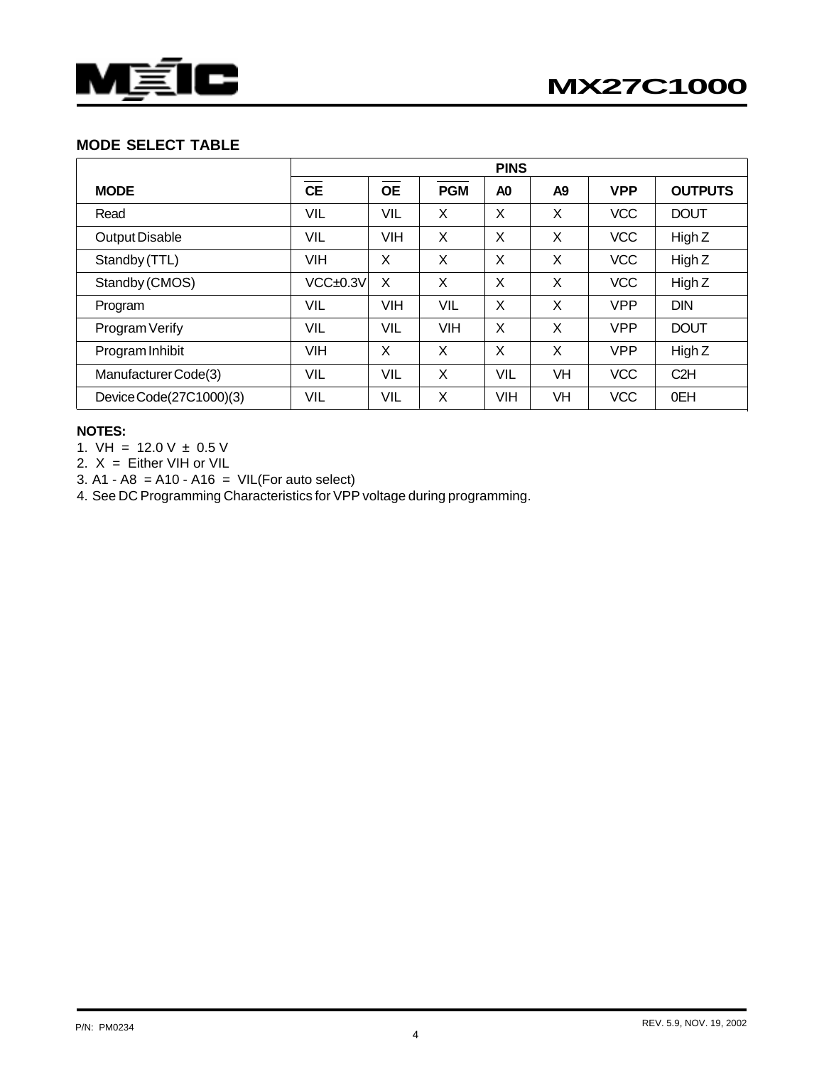### MODE SELECT TABLE

| | PINS | | | | | | |
|---|---|---|---|---|---|---|---|
| **MODE** | **$\overline{CE}$** | **$\overline{OE}$** | **$\overline{PGM}$** | **A0** | **A9** | **VPP** | **OUTPUTS** |
| Read | VIL | VIL | X | X | X | VCC | DOUT |
| Output Disable | VIL | VIH | X | X | X | VCC | High Z |
| Standby (TTL) | VIH | X | X | X | X | VCC | High Z |
| Standby (CMOS) | VCC±0.3V | X | X | X | X | VCC | High Z |
| Program | VIL | VIH | VIL | X | X | VPP | DIN |
| Program Verify | VIL | VIL | VIH | X | X | VPP | DOUT |
| Program Inhibit | VIH | X | X | X | X | VPP | High Z |
| Manufacturer Code(3) | VIL | VIL | X | VIL | VH | VCC | C2H |
| Device Code(27C1000)(3) | VIL | VIL | X | VIH | VH | VCC | 0EH |

**NOTES:**

1. VH = 12.0 V ± 0.5 V
2. X = Either VIH or VIL
3. A1 - A8 = A10 - A16 = VIL(For auto select)
4. See DC Programming Characteristics for VPP voltage during programming.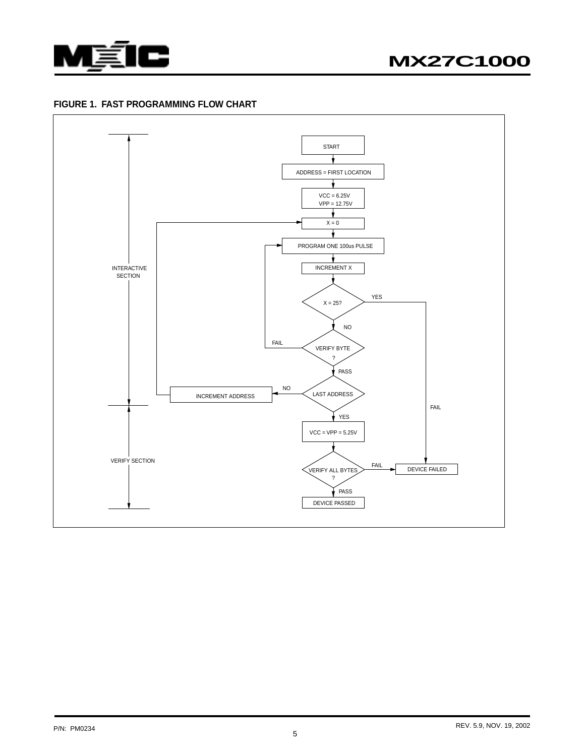**FIGURE 1. FAST PROGRAMMING FLOW CHART**

INTERACTIVE SECTION

START

ADDRESS = FIRST LOCATION

VCC = 6.25V
VPP = 12.75V

X = 0

PROGRAM ONE 100us PULSE

INCREMENT X

X = 25?

YES

NO

FAIL

VERIFY BYTE ?

PASS

NO

INCREMENT ADDRESS

LAST ADDRESS

FAIL

YES

VERIFY SECTION

VCC = VPP = 5.25V

VERIFY ALL BYTES ?

FAIL

DEVICE FAILED

PASS

DEVICE PASSED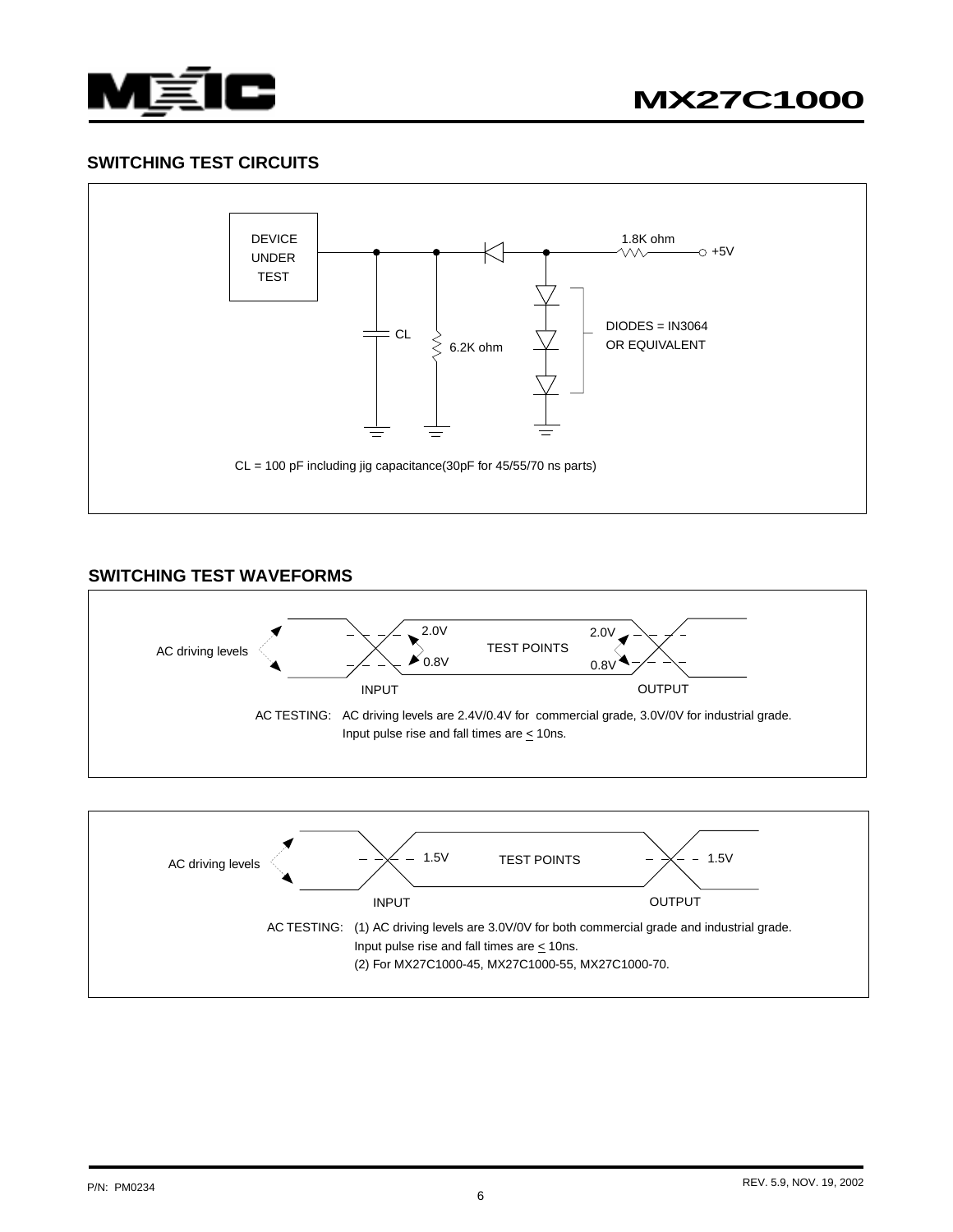## SWITCHING TEST CIRCUITS

DEVICE UNDER TEST

CL

6.2K ohm

1.8K ohm

+5V

DIODES = IN3064 OR EQUIVALENT

CL = 100 pF including jig capacitance(30pF for 45/55/70 ns parts)

## SWITCHING TEST WAVEFORMS

AC driving levels

2.0V

0.8V

TEST POINTS

2.0V

0.8V

INPUT

OUTPUT

AC TESTING: AC driving levels are 2.4V/0.4V for commercial grade, 3.0V/0V for industrial grade. Input pulse rise and fall times are $\leq$ 10ns.

AC driving levels

1.5V

TEST POINTS

1.5V

INPUT

OUTPUT

AC TESTING: (1) AC driving levels are 3.0V/0V for both commercial grade and industrial grade. Input pulse rise and fall times are $\leq$ 10ns.
(2) For MX27C1000-45, MX27C1000-55, MX27C1000-70.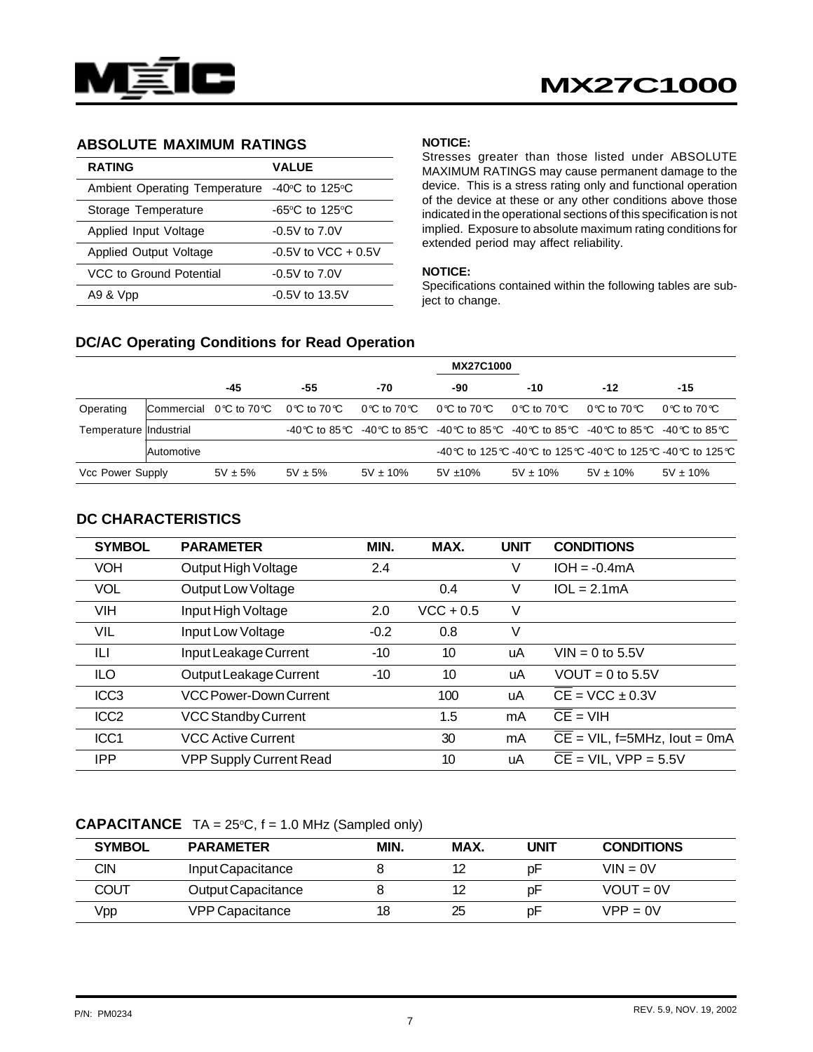## ABSOLUTE MAXIMUM RATINGS

| RATING | VALUE |
|---|---|
| Ambient Operating Temperature | -40°C to 125°C |
| Storage Temperature | -65°C to 125°C |
| Applied Input Voltage | -0.5V to 7.0V |
| Applied Output Voltage | -0.5V to VCC + 0.5V |
| VCC to Ground Potential | -0.5V to 7.0V |
| A9 & Vpp | -0.5V to 13.5V |

**NOTICE:**
Stresses greater than those listed under ABSOLUTE MAXIMUM RATINGS may cause permanent damage to the device. This is a stress rating only and functional operation of the device at these or any other conditions above those indicated in the operational sections of this specification is not implied. Exposure to absolute maximum rating conditions for extended period may affect reliability.

**NOTICE:**
Specifications contained within the following tables are subject to change.

## DC/AC Operating Conditions for Read Operation

| | | MX27C1000 | | | | | | |
|---|---|---|---|---|---|---|---|---|
| | | -45 | -55 | -70 | -90 | -10 | -12 | -15 |
| Operating Temperature | Commercial | 0°C to 70°C | 0°C to 70°C | 0°C to 70°C | 0°C to 70°C | 0°C to 70°C | 0°C to 70°C | 0°C to 70°C |
| | Industrial | | -40°C to 85°C | -40°C to 85°C | -40°C to 85°C | -40°C to 85°C | -40°C to 85°C | -40°C to 85°C |
| | Automotive | | | | -40°C to 125°C | -40°C to 125°C | -40°C to 125°C | -40°C to 125°C |
| Vcc Power Supply | | 5V ± 5% | 5V ± 5% | 5V ± 10% | 5V ±10% | 5V ± 10% | 5V ± 10% | 5V ± 10% |

## DC CHARACTERISTICS

| SYMBOL | PARAMETER | MIN. | MAX. | UNIT | CONDITIONS |
|---|---|---|---|---|---|
| VOH | Output High Voltage | 2.4 | | V | IOH = -0.4mA |
| VOL | Output Low Voltage | | 0.4 | V | IOL = 2.1mA |
| VIH | Input High Voltage | 2.0 | VCC + 0.5 | V | |
| VIL | Input Low Voltage | -0.2 | 0.8 | V | |
| ILI | Input Leakage Current | -10 | 10 | uA | VIN = 0 to 5.5V |
| ILO | Output Leakage Current | -10 | 10 | uA | VOUT = 0 to 5.5V |
| ICC3 | VCC Power-Down Current | | 100 | uA | $\overline{CE}$ = VCC ± 0.3V |
| ICC2 | VCC Standby Current | | 1.5 | mA | $\overline{CE}$ = VIH |
| ICC1 | VCC Active Current | | 30 | mA | $\overline{CE}$ = VIL, f=5MHz, Iout = 0mA |
| IPP | VPP Supply Current Read | | 10 | uA | $\overline{CE}$ = VIL, VPP = 5.5V |

## CAPACITANCE TA = 25°C, f = 1.0 MHz (Sampled only)

| SYMBOL | PARAMETER | MIN. | MAX. | UNIT | CONDITIONS |
|---|---|---|---|---|---|
| CIN | Input Capacitance | 8 | 12 | pF | VIN = 0V |
| COUT | Output Capacitance | 8 | 12 | pF | VOUT = 0V |
| Vpp | VPP Capacitance | 18 | 25 | pF | VPP = 0V |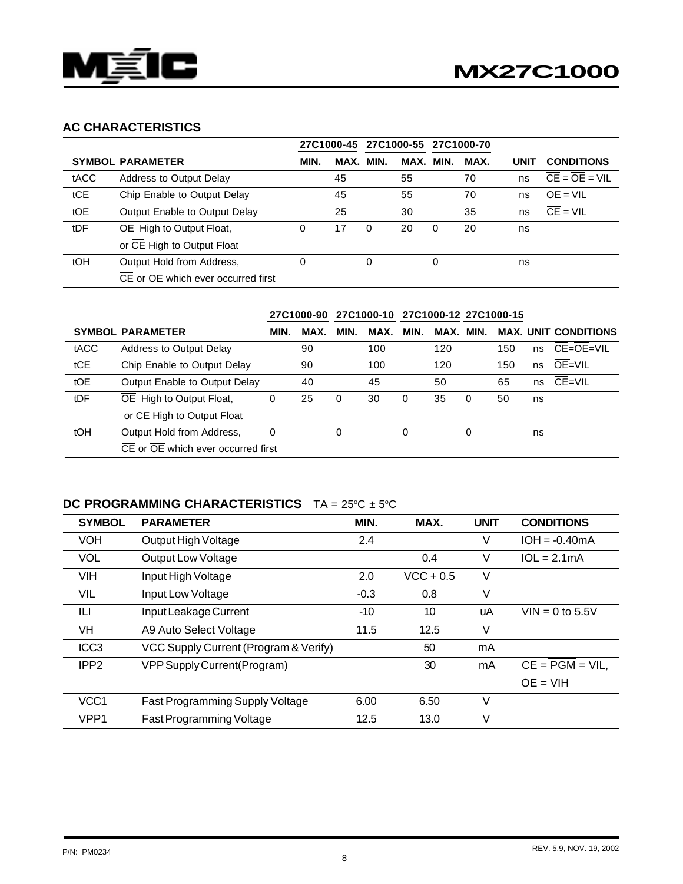## AC CHARACTERISTICS

| | | 27C1000-45 | | 27C1000-55 | | 27C1000-70 | | | |
|---|---|---|---|---|---|---|---|---|---|
| SYMBOL | PARAMETER | MIN. | MAX. | MIN. | MAX. | MIN. | MAX. | UNIT | CONDITIONS |
| tACC | Address to Output Delay | | 45 | | 55 | | 70 | ns | $\overline{CE}$ = $\overline{OE}$ = VIL |
| tCE | Chip Enable to Output Delay | | 45 | | 55 | | 70 | ns | $\overline{OE}$ = VIL |
| tOE | Output Enable to Output Delay | | 25 | | 30 | | 35 | ns | $\overline{CE}$ = VIL |
| tDF | $\overline{OE}$ High to Output Float, or $\overline{CE}$ High to Output Float | 0 | 17 | 0 | 20 | 0 | 20 | ns | |
| tOH | Output Hold from Address, $\overline{CE}$ or $\overline{OE}$ which ever occurred first | 0 | | 0 | | 0 | | ns | |

| | | 27C1000-90 | | 27C1000-10 | | 27C1000-12 | | 27C1000-15 | | | |
|---|---|---|---|---|---|---|---|---|---|---|---|
| SYMBOL | PARAMETER | MIN. | MAX. | MIN. | MAX. | MIN. | MAX. | MIN. | MAX. | UNIT | CONDITIONS |
| tACC | Address to Output Delay | | 90 | | 100 | | 120 | | 150 | ns | $\overline{CE}$=$\overline{OE}$=VIL |
| tCE | Chip Enable to Output Delay | | 90 | | 100 | | 120 | | 150 | ns | $\overline{OE}$=VIL |
| tOE | Output Enable to Output Delay | | 40 | | 45 | | 50 | | 65 | ns | $\overline{CE}$=VIL |
| tDF | $\overline{OE}$ High to Output Float, or $\overline{CE}$ High to Output Float | 0 | 25 | 0 | 30 | 0 | 35 | 0 | 50 | ns | |
| tOH | Output Hold from Address, $\overline{CE}$ or $\overline{OE}$ which ever occurred first | 0 | | 0 | | 0 | | 0 | | ns | |

## DC PROGRAMMING CHARACTERISTICS TA = 25ºC ± 5ºC

| SYMBOL | PARAMETER | MIN. | MAX. | UNIT | CONDITIONS |
|---|---|---|---|---|---|
| VOH | Output High Voltage | 2.4 | | V | IOH = -0.40mA |
| VOL | Output Low Voltage | | 0.4 | V | IOL = 2.1mA |
| VIH | Input High Voltage | 2.0 | VCC + 0.5 | V | |
| VIL | Input Low Voltage | -0.3 | 0.8 | V | |
| ILI | Input Leakage Current | -10 | 10 | uA | VIN = 0 to 5.5V |
| VH | A9 Auto Select Voltage | 11.5 | 12.5 | V | |
| ICC3 | VCC Supply Current (Program & Verify) | | 50 | mA | |
| IPP2 | VPP Supply Current(Program) | | 30 | mA | $\overline{CE}$ = $\overline{PGM}$ = VIL, $\overline{OE}$ = VIH |
| VCC1 | Fast Programming Supply Voltage | 6.00 | 6.50 | V | |
| VPP1 | Fast Programming Voltage | 12.5 | 13.0 | V | |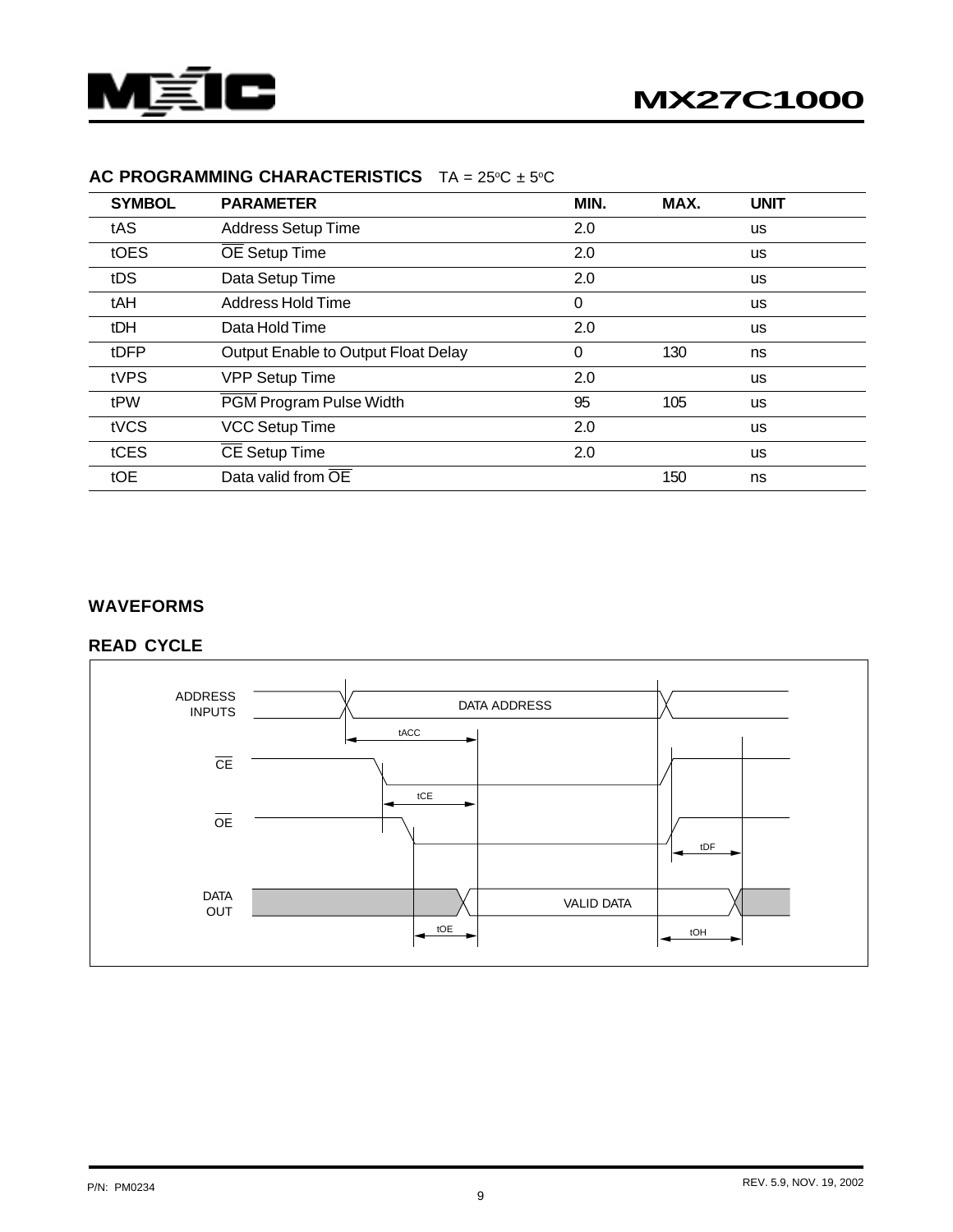## AC PROGRAMMING CHARACTERISTICS   TA = 25°C ± 5°C

| SYMBOL | PARAMETER | MIN. | MAX. | UNIT |
|---|---|---|---|---|
| tAS | Address Setup Time | 2.0 | | us |
| tOES | $\overline{OE}$ Setup Time | 2.0 | | us |
| tDS | Data Setup Time | 2.0 | | us |
| tAH | Address Hold Time | 0 | | us |
| tDH | Data Hold Time | 2.0 | | us |
| tDFP | Output Enable to Output Float Delay | 0 | 130 | ns |
| tVPS | VPP Setup Time | 2.0 | | us |
| tPW | $\overline{PGM}$ Program Pulse Width | 95 | 105 | us |
| tVCS | VCC Setup Time | 2.0 | | us |
| tCES | $\overline{CE}$ Setup Time | 2.0 | | us |
| tOE | Data valid from $\overline{OE}$ | | 150 | ns |

## WAVEFORMS

### READ CYCLE

ADDRESS INPUTS — DATA ADDRESS — tACC

$\overline{CE}$ — tCE

$\overline{OE}$ — tDF

DATA OUT — VALID DATA — tOE — tOH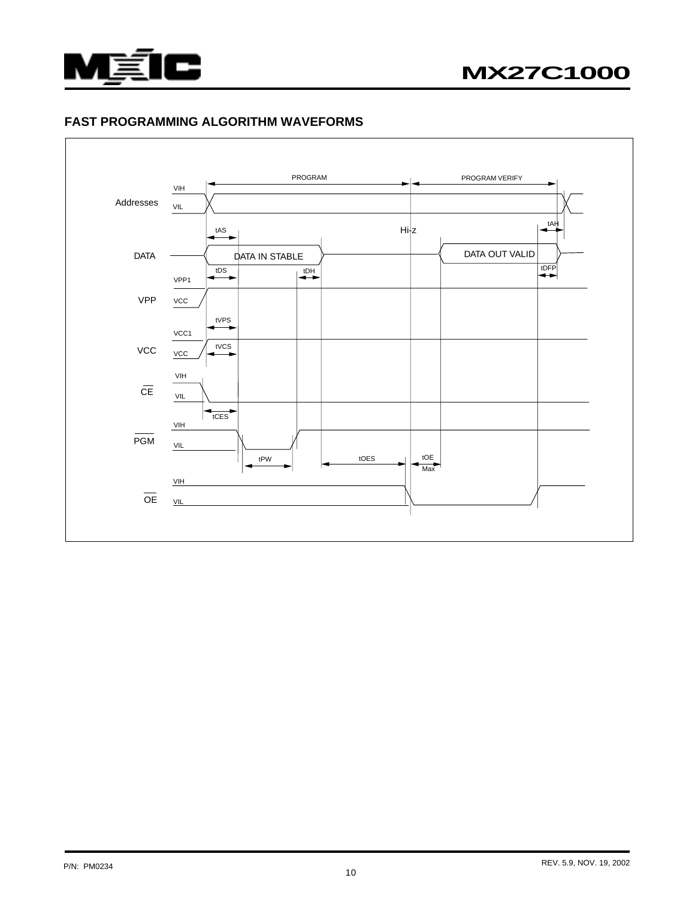## FAST PROGRAMMING ALGORITHM WAVEFORMS

PROGRAM

PROGRAM VERIFY

Addresses VIH VIL

tAS tAH

Hi-z

DATA DATA IN STABLE DATA OUT VALID

tDS tDH tDFP

VPP VPP1 VCC

tVPS

VCC VCC1 VCC

tVCS

$\overline{CE}$ VIH VIL

tCES

$\overline{PGM}$ VIH VIL

tPW tOES tOE Max

$\overline{OE}$ VIH VIL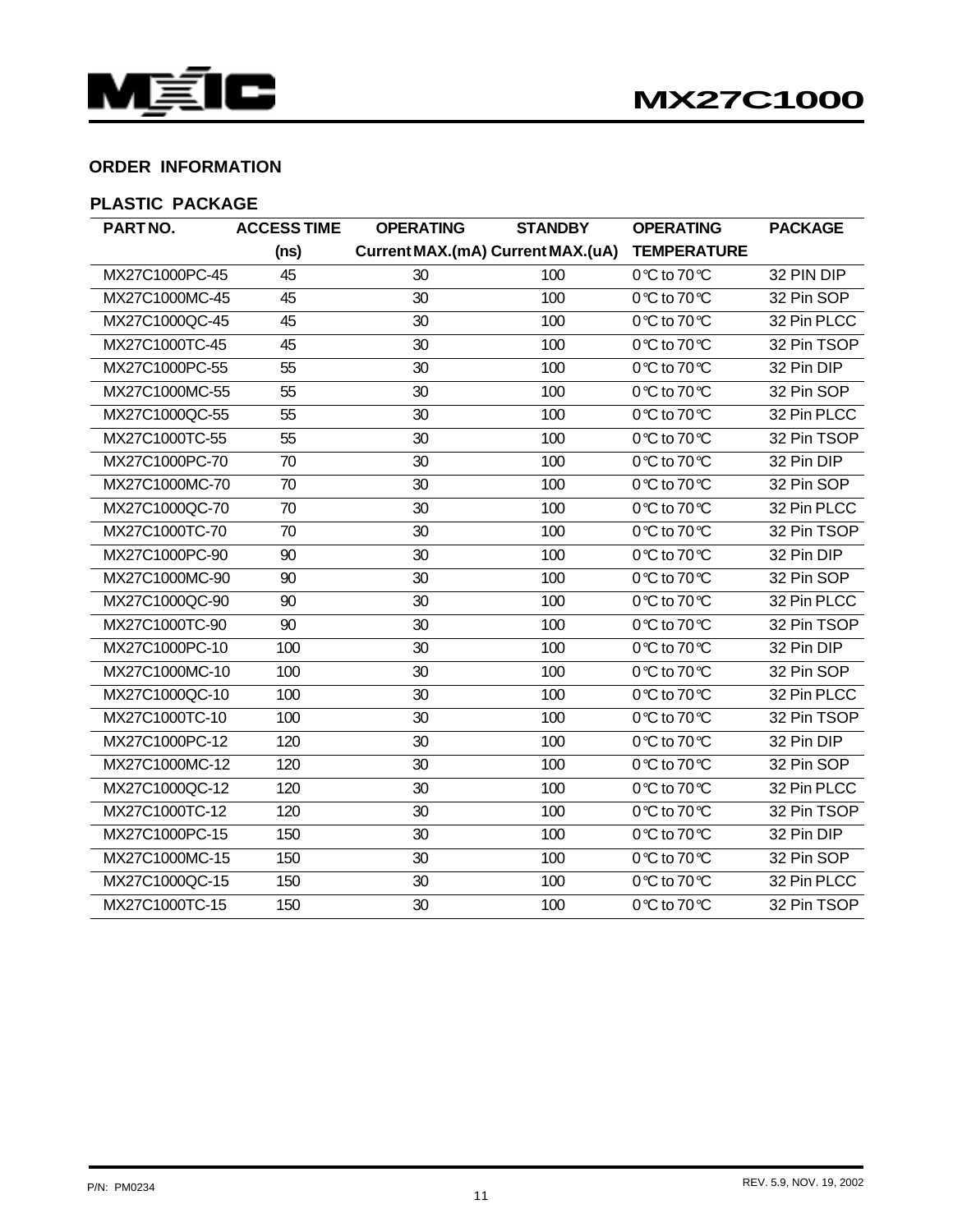## ORDER INFORMATION

### PLASTIC PACKAGE

| PART NO. | ACCESS TIME (ns) | OPERATING Current MAX.(mA) | STANDBY Current MAX.(uA) | OPERATING TEMPERATURE | PACKAGE |
|---|---|---|---|---|---|
| MX27C1000PC-45 | 45 | 30 | 100 | 0°C to 70°C | 32 PIN DIP |
| MX27C1000MC-45 | 45 | 30 | 100 | 0°C to 70°C | 32 Pin SOP |
| MX27C1000QC-45 | 45 | 30 | 100 | 0°C to 70°C | 32 Pin PLCC |
| MX27C1000TC-45 | 45 | 30 | 100 | 0°C to 70°C | 32 Pin TSOP |
| MX27C1000PC-55 | 55 | 30 | 100 | 0°C to 70°C | 32 Pin DIP |
| MX27C1000MC-55 | 55 | 30 | 100 | 0°C to 70°C | 32 Pin SOP |
| MX27C1000QC-55 | 55 | 30 | 100 | 0°C to 70°C | 32 Pin PLCC |
| MX27C1000TC-55 | 55 | 30 | 100 | 0°C to 70°C | 32 Pin TSOP |
| MX27C1000PC-70 | 70 | 30 | 100 | 0°C to 70°C | 32 Pin DIP |
| MX27C1000MC-70 | 70 | 30 | 100 | 0°C to 70°C | 32 Pin SOP |
| MX27C1000QC-70 | 70 | 30 | 100 | 0°C to 70°C | 32 Pin PLCC |
| MX27C1000TC-70 | 70 | 30 | 100 | 0°C to 70°C | 32 Pin TSOP |
| MX27C1000PC-90 | 90 | 30 | 100 | 0°C to 70°C | 32 Pin DIP |
| MX27C1000MC-90 | 90 | 30 | 100 | 0°C to 70°C | 32 Pin SOP |
| MX27C1000QC-90 | 90 | 30 | 100 | 0°C to 70°C | 32 Pin PLCC |
| MX27C1000TC-90 | 90 | 30 | 100 | 0°C to 70°C | 32 Pin TSOP |
| MX27C1000PC-10 | 100 | 30 | 100 | 0°C to 70°C | 32 Pin DIP |
| MX27C1000MC-10 | 100 | 30 | 100 | 0°C to 70°C | 32 Pin SOP |
| MX27C1000QC-10 | 100 | 30 | 100 | 0°C to 70°C | 32 Pin PLCC |
| MX27C1000TC-10 | 100 | 30 | 100 | 0°C to 70°C | 32 Pin TSOP |
| MX27C1000PC-12 | 120 | 30 | 100 | 0°C to 70°C | 32 Pin DIP |
| MX27C1000MC-12 | 120 | 30 | 100 | 0°C to 70°C | 32 Pin SOP |
| MX27C1000QC-12 | 120 | 30 | 100 | 0°C to 70°C | 32 Pin PLCC |
| MX27C1000TC-12 | 120 | 30 | 100 | 0°C to 70°C | 32 Pin TSOP |
| MX27C1000PC-15 | 150 | 30 | 100 | 0°C to 70°C | 32 Pin DIP |
| MX27C1000MC-15 | 150 | 30 | 100 | 0°C to 70°C | 32 Pin SOP |
| MX27C1000QC-15 | 150 | 30 | 100 | 0°C to 70°C | 32 Pin PLCC |
| MX27C1000TC-15 | 150 | 30 | 100 | 0°C to 70°C | 32 Pin TSOP |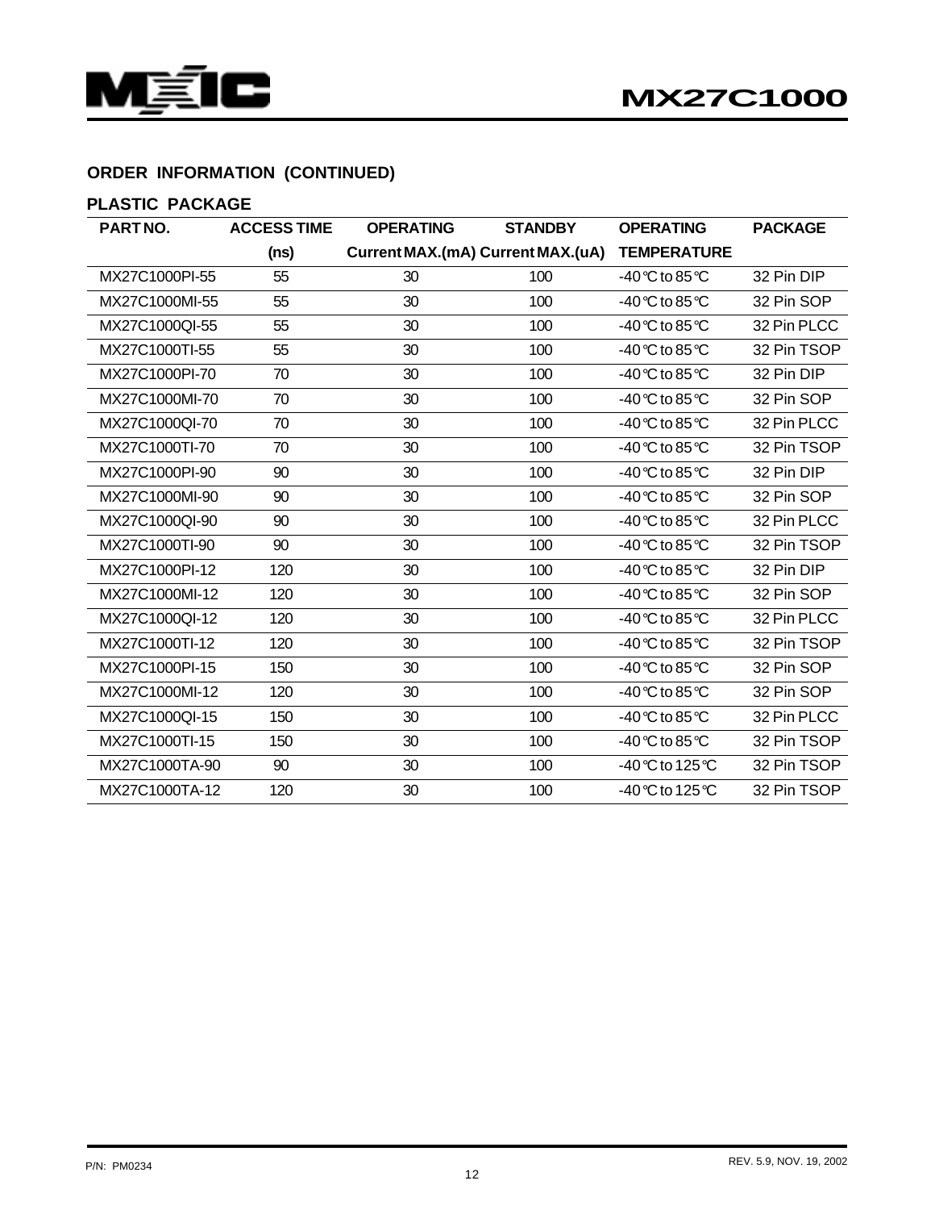## ORDER INFORMATION (CONTINUED)

### PLASTIC PACKAGE

| PART NO. | ACCESS TIME (ns) | OPERATING Current MAX.(mA) | STANDBY Current MAX.(uA) | OPERATING TEMPERATURE | PACKAGE |
|---|---|---|---|---|---|
| MX27C1000PI-55 | 55 | 30 | 100 | -40°C to 85°C | 32 Pin DIP |
| MX27C1000MI-55 | 55 | 30 | 100 | -40°C to 85°C | 32 Pin SOP |
| MX27C1000QI-55 | 55 | 30 | 100 | -40°C to 85°C | 32 Pin PLCC |
| MX27C1000TI-55 | 55 | 30 | 100 | -40°C to 85°C | 32 Pin TSOP |
| MX27C1000PI-70 | 70 | 30 | 100 | -40°C to 85°C | 32 Pin DIP |
| MX27C1000MI-70 | 70 | 30 | 100 | -40°C to 85°C | 32 Pin SOP |
| MX27C1000QI-70 | 70 | 30 | 100 | -40°C to 85°C | 32 Pin PLCC |
| MX27C1000TI-70 | 70 | 30 | 100 | -40°C to 85°C | 32 Pin TSOP |
| MX27C1000PI-90 | 90 | 30 | 100 | -40°C to 85°C | 32 Pin DIP |
| MX27C1000MI-90 | 90 | 30 | 100 | -40°C to 85°C | 32 Pin SOP |
| MX27C1000QI-90 | 90 | 30 | 100 | -40°C to 85°C | 32 Pin PLCC |
| MX27C1000TI-90 | 90 | 30 | 100 | -40°C to 85°C | 32 Pin TSOP |
| MX27C1000PI-12 | 120 | 30 | 100 | -40°C to 85°C | 32 Pin DIP |
| MX27C1000MI-12 | 120 | 30 | 100 | -40°C to 85°C | 32 Pin SOP |
| MX27C1000QI-12 | 120 | 30 | 100 | -40°C to 85°C | 32 Pin PLCC |
| MX27C1000TI-12 | 120 | 30 | 100 | -40°C to 85°C | 32 Pin TSOP |
| MX27C1000PI-15 | 150 | 30 | 100 | -40°C to 85°C | 32 Pin SOP |
| MX27C1000MI-12 | 120 | 30 | 100 | -40°C to 85°C | 32 Pin SOP |
| MX27C1000QI-15 | 150 | 30 | 100 | -40°C to 85°C | 32 Pin PLCC |
| MX27C1000TI-15 | 150 | 30 | 100 | -40°C to 85°C | 32 Pin TSOP |
| MX27C1000TA-90 | 90 | 30 | 100 | -40°C to 125°C | 32 Pin TSOP |
| MX27C1000TA-12 | 120 | 30 | 100 | -40°C to 125°C | 32 Pin TSOP |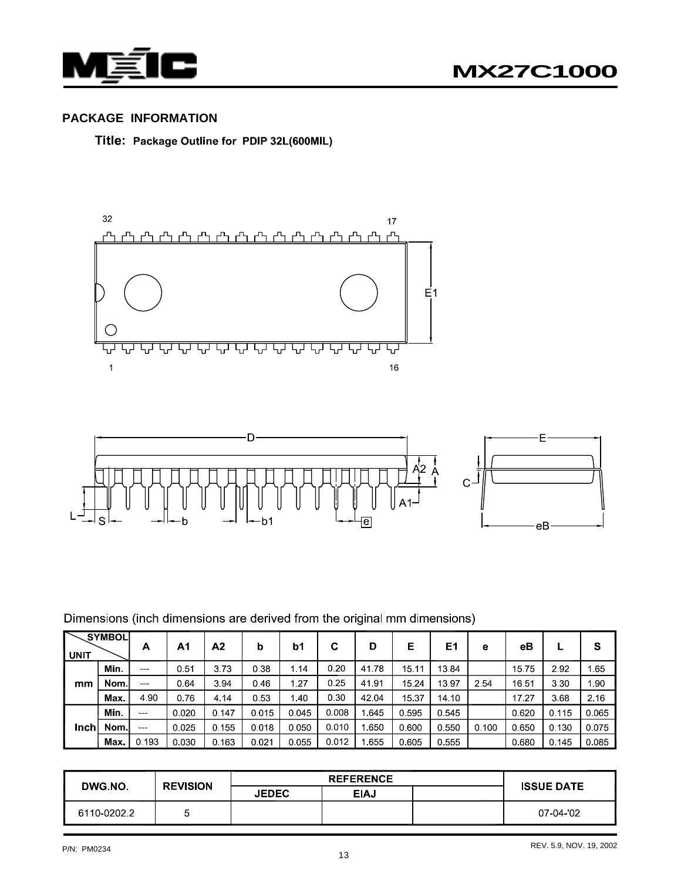## PACKAGE INFORMATION

**Title: Package Outline for PDIP 32L(600MIL)**

Dimensions (inch dimensions are derived from the original mm dimensions)

| UNIT | SYMBOL | A | A1 | A2 | b | b1 | C | D | E | E1 | e | eB | L | S |
|---|---|---|---|---|---|---|---|---|---|---|---|---|---|---|
| mm | Min. | --- | 0.51 | 3.73 | 0.38 | 1.14 | 0.20 | 41.78 | 15.11 | 13.84 | | 15.75 | 2.92 | 1.65 |
| | Nom. | --- | 0.64 | 3.94 | 0.46 | 1.27 | 0.25 | 41.91 | 15.24 | 13.97 | 2.54 | 16.51 | 3.30 | 1.90 |
| | Max. | 4.90 | 0.76 | 4.14 | 0.53 | 1.40 | 0.30 | 42.04 | 15.37 | 14.10 | | 17.27 | 3.68 | 2.16 |
| Inch | Min. | --- | 0.020 | 0.147 | 0.015 | 0.045 | 0.008 | 1.645 | 0.595 | 0.545 | | 0.620 | 0.115 | 0.065 |
| | Nom. | --- | 0.025 | 0.155 | 0.018 | 0.050 | 0.010 | 1.650 | 0.600 | 0.550 | 0.100 | 0.650 | 0.130 | 0.075 |
| | Max. | 0.193 | 0.030 | 0.163 | 0.021 | 0.055 | 0.012 | 1.655 | 0.605 | 0.555 | | 0.680 | 0.145 | 0.085 |

| DWG.NO. | REVISION | REFERENCE | | | ISSUE DATE |
|---|---|---|---|---|---|
| | | JEDEC | EIAJ | | |
| 6110-0202.2 | 5 | | | | 07-04-'02 |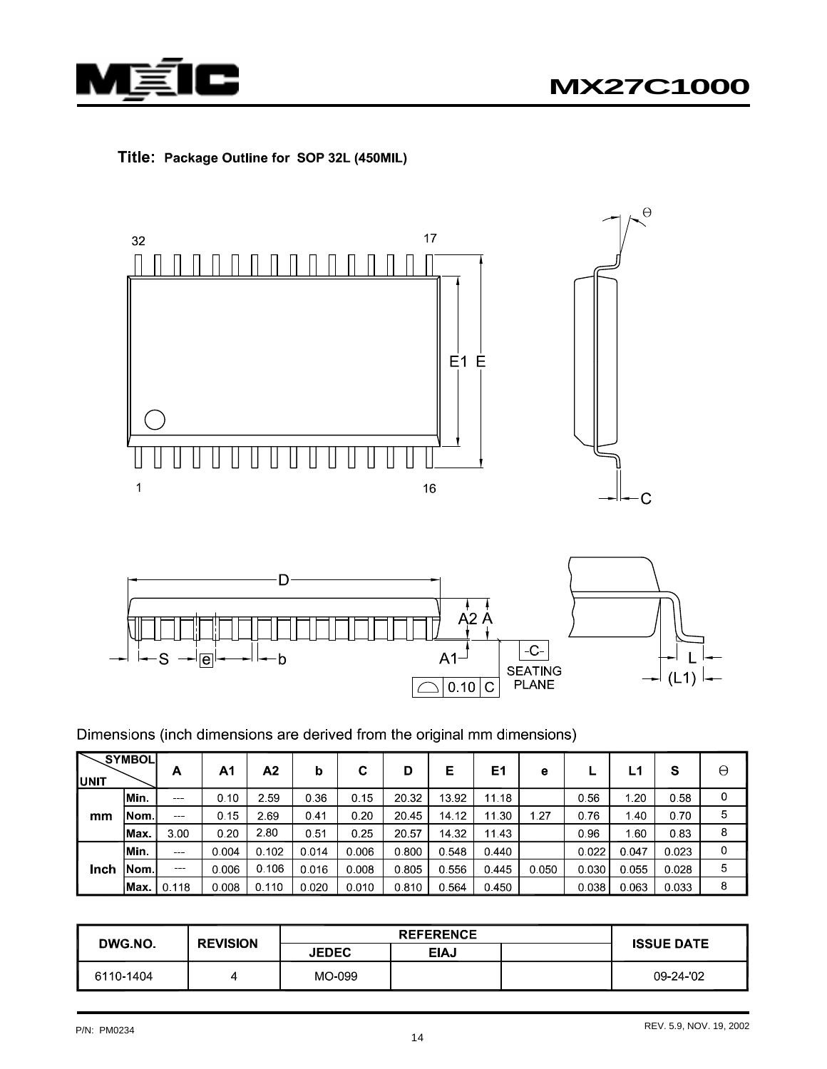**Title: Package Outline for SOP 32L (450MIL)**

Dimensions (inch dimensions are derived from the original mm dimensions)

| UNIT \ SYMBOL | | A | A1 | A2 | b | C | D | E | E1 | e | L | L1 | S | Θ |
|---|---|---|---|---|---|---|---|---|---|---|---|---|---|---|
| mm | Min. | --- | 0.10 | 2.59 | 0.36 | 0.15 | 20.32 | 13.92 | 11.18 | | 0.56 | 1.20 | 0.58 | 0 |
| | Nom. | --- | 0.15 | 2.69 | 0.41 | 0.20 | 20.45 | 14.12 | 11.30 | 1.27 | 0.76 | 1.40 | 0.70 | 5 |
| | Max. | 3.00 | 0.20 | 2.80 | 0.51 | 0.25 | 20.57 | 14.32 | 11.43 | | 0.96 | 1.60 | 0.83 | 8 |
| Inch | Min. | --- | 0.004 | 0.102 | 0.014 | 0.006 | 0.800 | 0.548 | 0.440 | | 0.022 | 0.047 | 0.023 | 0 |
| | Nom. | --- | 0.006 | 0.106 | 0.016 | 0.008 | 0.805 | 0.556 | 0.445 | 0.050 | 0.030 | 0.055 | 0.028 | 5 |
| | Max. | 0.118 | 0.008 | 0.110 | 0.020 | 0.010 | 0.810 | 0.564 | 0.450 | | 0.038 | 0.063 | 0.033 | 8 |

| DWG.NO. | REVISION | REFERENCE | | | ISSUE DATE |
|---|---|---|---|---|---|
| | | JEDEC | EIAJ | | |
| 6110-1404 | 4 | MO-099 | | | 09-24-'02 |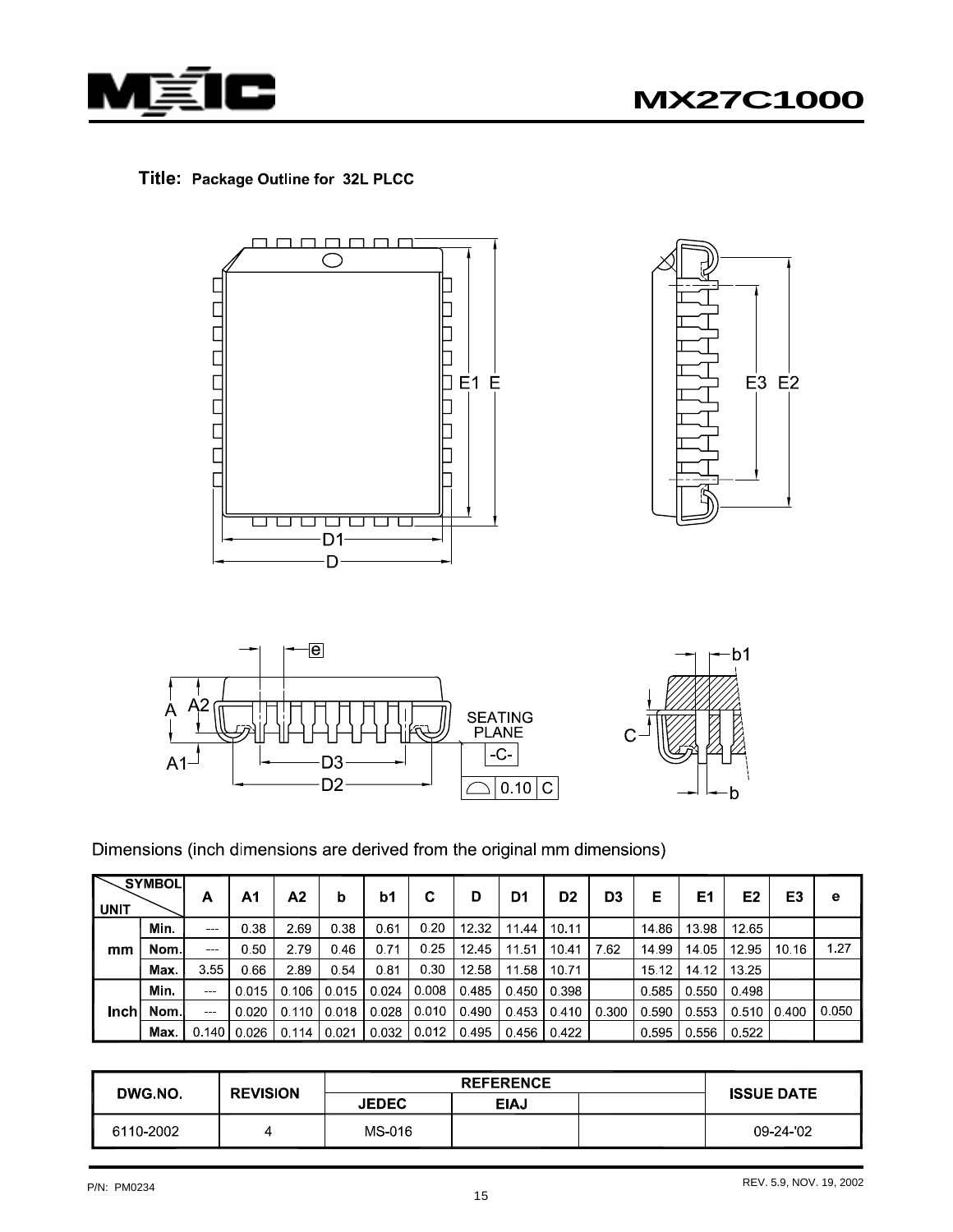**Title: Package Outline for 32L PLCC**

Dimensions (inch dimensions are derived from the original mm dimensions)

| UNIT | SYMBOL | A | A1 | A2 | b | b1 | C | D | D1 | D2 | D3 | E | E1 | E2 | E3 | e |
|---|---|---|---|---|---|---|---|---|---|---|---|---|---|---|---|---|
| mm | Min. | --- | 0.38 | 2.69 | 0.38 | 0.61 | 0.20 | 12.32 | 11.44 | 10.11 | | 14.86 | 13.98 | 12.65 | | |
| | Nom. | --- | 0.50 | 2.79 | 0.46 | 0.71 | 0.25 | 12.45 | 11.51 | 10.41 | 7.62 | 14.99 | 14.05 | 12.95 | 10.16 | 1.27 |
| | Max. | 3.55 | 0.66 | 2.89 | 0.54 | 0.81 | 0.30 | 12.58 | 11.58 | 10.71 | | 15.12 | 14.12 | 13.25 | | |
| Inch | Min. | --- | 0.015 | 0.106 | 0.015 | 0.024 | 0.008 | 0.485 | 0.450 | 0.398 | | 0.585 | 0.550 | 0.498 | | |
| | Nom. | --- | 0.020 | 0.110 | 0.018 | 0.028 | 0.010 | 0.490 | 0.453 | 0.410 | 0.300 | 0.590 | 0.553 | 0.510 | 0.400 | 0.050 |
| | Max. | 0.140 | 0.026 | 0.114 | 0.021 | 0.032 | 0.012 | 0.495 | 0.456 | 0.422 | | 0.595 | 0.556 | 0.522 | | |

| DWG.NO. | REVISION | REFERENCE | | | ISSUE DATE |
|---|---|---|---|---|---|
| | | JEDEC | EIAJ | | |
| 6110-2002 | 4 | MS-016 | | | 09-24-'02 |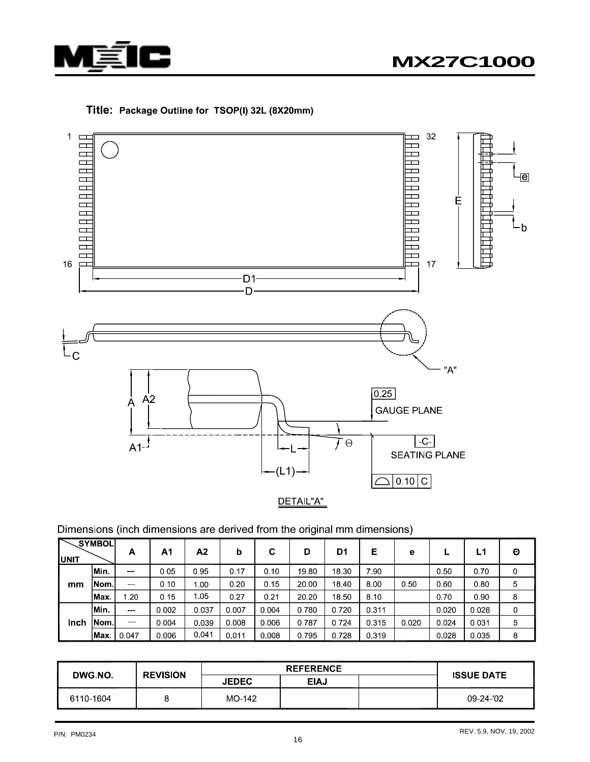**Title: Package Outline for TSOP(I) 32L (8X20mm)**

Dimensions (inch dimensions are derived from the original mm dimensions)

| UNIT | SYMBOL | A | A1 | A2 | b | C | D | D1 | E | e | L | L1 | Θ |
|---|---|---|---|---|---|---|---|---|---|---|---|---|---|
| mm | Min. | --- | 0.05 | 0.95 | 0.17 | 0.10 | 19.80 | 18.30 | 7.90 | | 0.50 | 0.70 | 0 |
| | Nom. | --- | 0.10 | 1.00 | 0.20 | 0.15 | 20.00 | 18.40 | 8.00 | 0.50 | 0.60 | 0.80 | 5 |
| | Max. | 1.20 | 0.15 | 1.05 | 0.27 | 0.21 | 20.20 | 18.50 | 8.10 | | 0.70 | 0.90 | 8 |
| Inch | Min. | --- | 0.002 | 0.037 | 0.007 | 0.004 | 0.780 | 0.720 | 0.311 | | 0.020 | 0.028 | 0 |
| | Nom. | --- | 0.004 | 0.039 | 0.008 | 0.006 | 0.787 | 0.724 | 0.315 | 0.020 | 0.024 | 0.031 | 5 |
| | Max. | 0.047 | 0.006 | 0.041 | 0.011 | 0.008 | 0.795 | 0.728 | 0.319 | | 0.028 | 0.035 | 8 |

| DWG.NO. | REVISION | REFERENCE | | | ISSUE DATE |
|---|---|---|---|---|---|
| | | JEDEC | EIAJ | | |
| 6110-1604 | 8 | MO-142 | | | 09-24-'02 |

P/N: PM0234

REV. 5.9, NOV. 19, 2002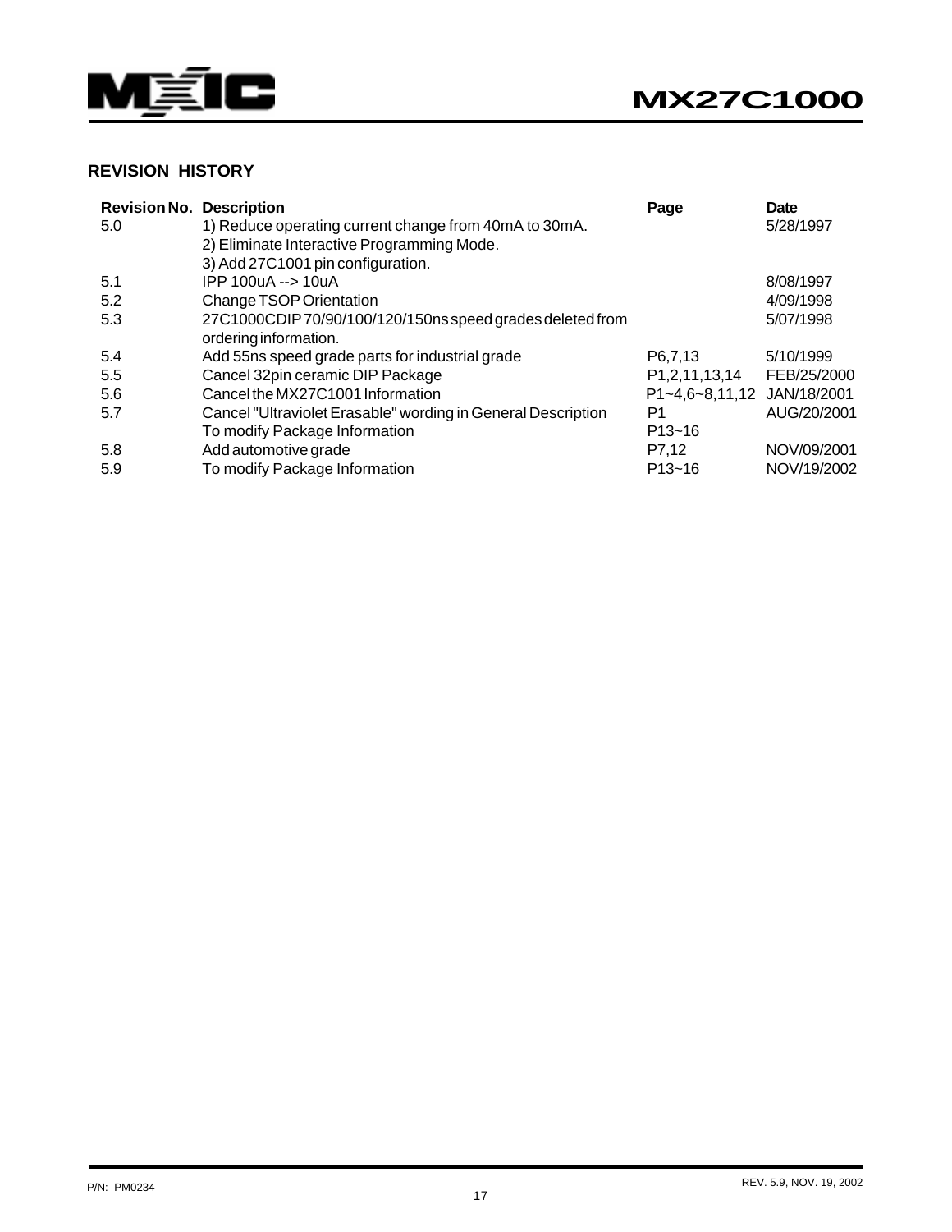## REVISION HISTORY

| Revision No. | Description | Page | Date |
|---|---|---|---|
| 5.0 | 1) Reduce operating current change from 40mA to 30mA.<br>2) Eliminate Interactive Programming Mode.<br>3) Add 27C1001 pin configuration. | | 5/28/1997 |
| 5.1 | IPP 100uA --> 10uA | | 8/08/1997 |
| 5.2 | Change TSOP Orientation | | 4/09/1998 |
| 5.3 | 27C1000CDIP 70/90/100/120/150ns speed grades deleted from ordering information. | | 5/07/1998 |
| 5.4 | Add 55ns speed grade parts for industrial grade | P6,7,13 | 5/10/1999 |
| 5.5 | Cancel 32pin ceramic DIP Package | P1,2,11,13,14 | FEB/25/2000 |
| 5.6 | Cancel the MX27C1001 Information | P1~4,6~8,11,12 | JAN/18/2001 |
| 5.7 | Cancel "Ultraviolet Erasable" wording in General Description<br>To modify Package Information | P1<br>P13~16 | AUG/20/2001 |
| 5.8 | Add automotive grade | P7,12 | NOV/09/2001 |
| 5.9 | To modify Package Information | P13~16 | NOV/19/2002 |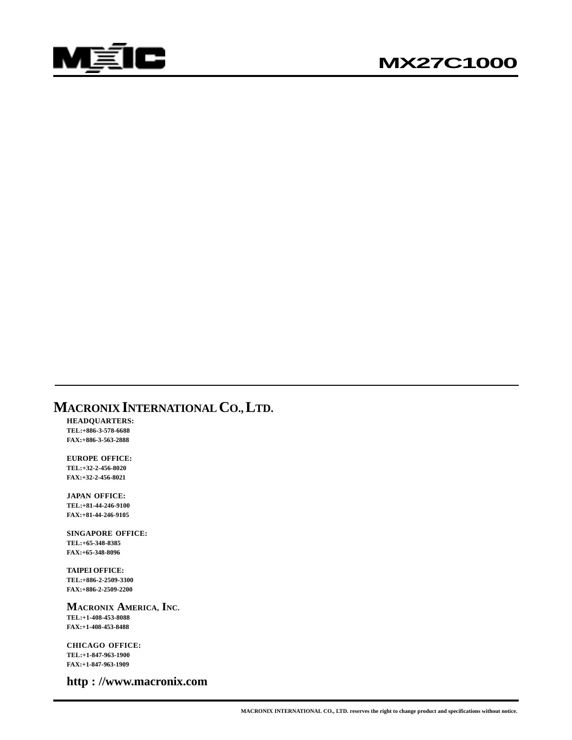# MACRONIX INTERNATIONAL CO., LTD.

**HEADQUARTERS:**
TEL:+886-3-578-6688
FAX:+886-3-563-2888

**EUROPE OFFICE:**
TEL:+32-2-456-8020
FAX:+32-2-456-8021

**JAPAN OFFICE:**
TEL:+81-44-246-9100
FAX:+81-44-246-9105

**SINGAPORE OFFICE:**
TEL:+65-348-8385
FAX:+65-348-8096

**TAIPEI OFFICE:**
TEL:+886-2-2509-3300
FAX:+886-2-2509-2200

## MACRONIX AMERICA, INC.

TEL:+1-408-453-8088
FAX:+1-408-453-8488

**CHICAGO OFFICE:**
TEL:+1-847-963-1900
FAX:+1-847-963-1909

**http : //www.macronix.com**

MACRONIX INTERNATIONAL CO., LTD. reserves the right to change product and specifications without notice.